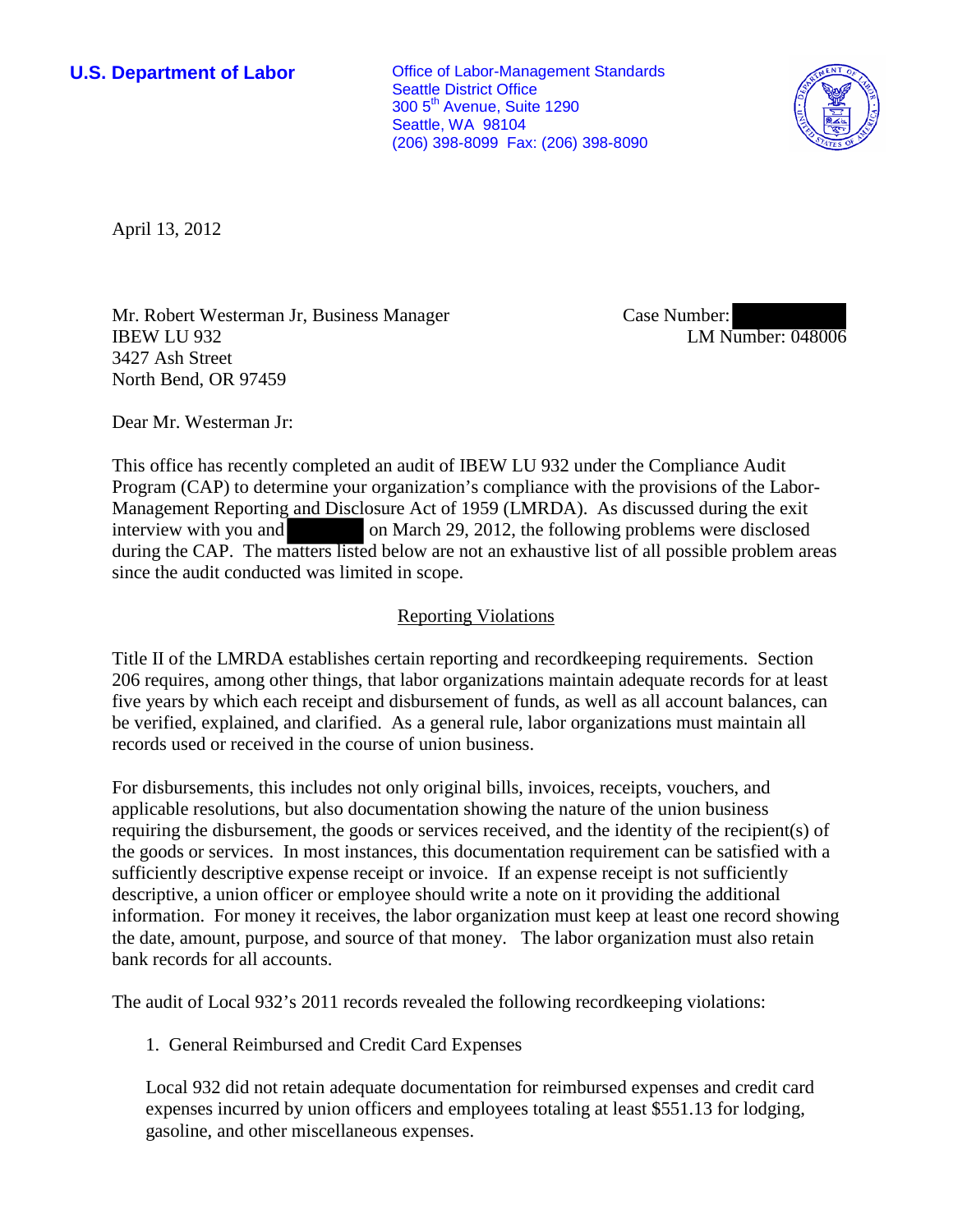**U.S. Department of Labor**

Office of Labor-Management Standards
Seattle District Office
300 5th Avenue, Suite 1290
Seattle, WA 98104
(206) 398-8099 Fax: (206) 398-8090

April 13, 2012

Mr. Robert Westerman Jr, Business Manager
IBEW LU 932
3427 Ash Street
North Bend, OR 97459

Case Number:
LM Number: 048006

Dear Mr. Westerman Jr:

This office has recently completed an audit of IBEW LU 932 under the Compliance Audit Program (CAP) to determine your organization's compliance with the provisions of the Labor-Management Reporting and Disclosure Act of 1959 (LMRDA). As discussed during the exit interview with you and on March 29, 2012, the following problems were disclosed during the CAP. The matters listed below are not an exhaustive list of all possible problem areas since the audit conducted was limited in scope.

## Reporting Violations

Title II of the LMRDA establishes certain reporting and recordkeeping requirements. Section 206 requires, among other things, that labor organizations maintain adequate records for at least five years by which each receipt and disbursement of funds, as well as all account balances, can be verified, explained, and clarified. As a general rule, labor organizations must maintain all records used or received in the course of union business.

For disbursements, this includes not only original bills, invoices, receipts, vouchers, and applicable resolutions, but also documentation showing the nature of the union business requiring the disbursement, the goods or services received, and the identity of the recipient(s) of the goods or services. In most instances, this documentation requirement can be satisfied with a sufficiently descriptive expense receipt or invoice. If an expense receipt is not sufficiently descriptive, a union officer or employee should write a note on it providing the additional information. For money it receives, the labor organization must keep at least one record showing the date, amount, purpose, and source of that money. The labor organization must also retain bank records for all accounts.

The audit of Local 932's 2011 records revealed the following recordkeeping violations:

1. General Reimbursed and Credit Card Expenses

Local 932 did not retain adequate documentation for reimbursed expenses and credit card expenses incurred by union officers and employees totaling at least $551.13 for lodging, gasoline, and other miscellaneous expenses.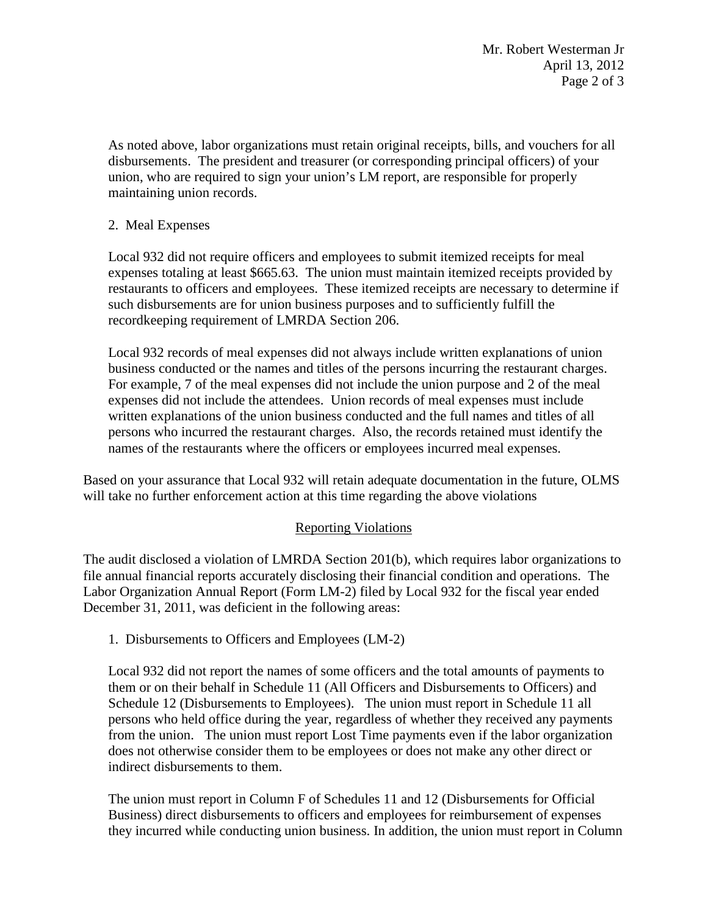As noted above, labor organizations must retain original receipts, bills, and vouchers for all disbursements. The president and treasurer (or corresponding principal officers) of your union, who are required to sign your union's LM report, are responsible for properly maintaining union records.

2. Meal Expenses

Local 932 did not require officers and employees to submit itemized receipts for meal expenses totaling at least $665.63. The union must maintain itemized receipts provided by restaurants to officers and employees. These itemized receipts are necessary to determine if such disbursements are for union business purposes and to sufficiently fulfill the recordkeeping requirement of LMRDA Section 206.

Local 932 records of meal expenses did not always include written explanations of union business conducted or the names and titles of the persons incurring the restaurant charges. For example, 7 of the meal expenses did not include the union purpose and 2 of the meal expenses did not include the attendees. Union records of meal expenses must include written explanations of the union business conducted and the full names and titles of all persons who incurred the restaurant charges. Also, the records retained must identify the names of the restaurants where the officers or employees incurred meal expenses.

Based on your assurance that Local 932 will retain adequate documentation in the future, OLMS will take no further enforcement action at this time regarding the above violations

## Reporting Violations

The audit disclosed a violation of LMRDA Section 201(b), which requires labor organizations to file annual financial reports accurately disclosing their financial condition and operations. The Labor Organization Annual Report (Form LM-2) filed by Local 932 for the fiscal year ended December 31, 2011, was deficient in the following areas:

1. Disbursements to Officers and Employees (LM-2)

Local 932 did not report the names of some officers and the total amounts of payments to them or on their behalf in Schedule 11 (All Officers and Disbursements to Officers) and Schedule 12 (Disbursements to Employees). The union must report in Schedule 11 all persons who held office during the year, regardless of whether they received any payments from the union. The union must report Lost Time payments even if the labor organization does not otherwise consider them to be employees or does not make any other direct or indirect disbursements to them.

The union must report in Column F of Schedules 11 and 12 (Disbursements for Official Business) direct disbursements to officers and employees for reimbursement of expenses they incurred while conducting union business. In addition, the union must report in Column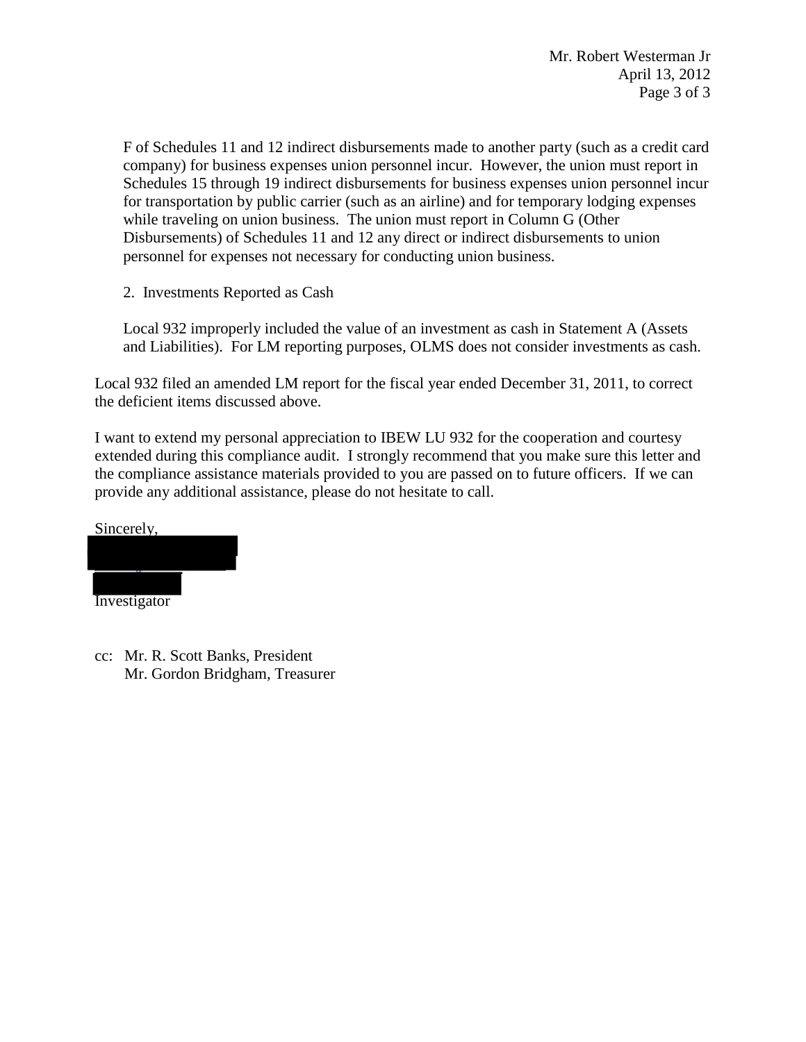F of Schedules 11 and 12 indirect disbursements made to another party (such as a credit card company) for business expenses union personnel incur. However, the union must report in Schedules 15 through 19 indirect disbursements for business expenses union personnel incur for transportation by public carrier (such as an airline) and for temporary lodging expenses while traveling on union business. The union must report in Column G (Other Disbursements) of Schedules 11 and 12 any direct or indirect disbursements to union personnel for expenses not necessary for conducting union business.

2. Investments Reported as Cash

Local 932 improperly included the value of an investment as cash in Statement A (Assets and Liabilities). For LM reporting purposes, OLMS does not consider investments as cash.

Local 932 filed an amended LM report for the fiscal year ended December 31, 2011, to correct the deficient items discussed above.

I want to extend my personal appreciation to IBEW LU 932 for the cooperation and courtesy extended during this compliance audit. I strongly recommend that you make sure this letter and the compliance assistance materials provided to you are passed on to future officers. If we can provide any additional assistance, please do not hesitate to call.

Sincerely,

Investigator

cc: Mr. R. Scott Banks, President
Mr. Gordon Bridgham, Treasurer